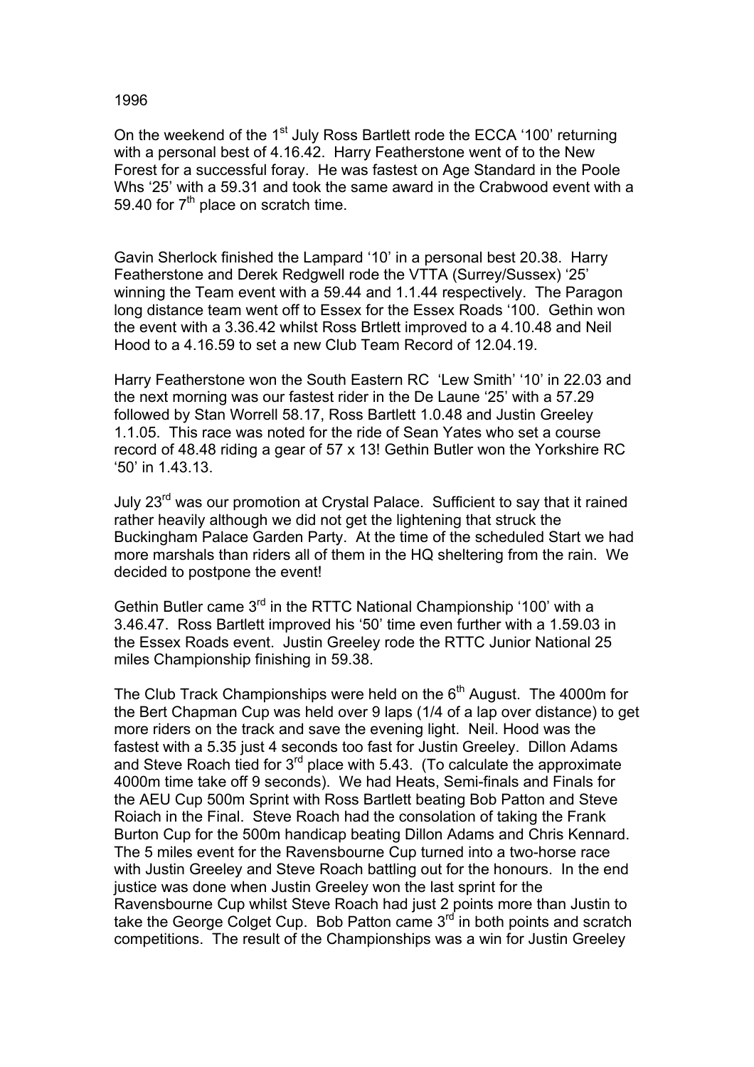1996

On the weekend of the 1st July Ross Bartlett rode the ECCA '100' returning with a personal best of 4.16.42. Harry Featherstone went of to the New Forest for a successful foray. He was fastest on Age Standard in the Poole Whs '25' with a 59.31 and took the same award in the Crabwood event with a 59.40 for 7th place on scratch time.

Gavin Sherlock finished the Lampard '10' in a personal best 20.38. Harry Featherstone and Derek Redgwell rode the VTTA (Surrey/Sussex) '25' winning the Team event with a 59.44 and 1.1.44 respectively. The Paragon long distance team went off to Essex for the Essex Roads '100. Gethin won the event with a 3.36.42 whilst Ross Brtlett improved to a 4.10.48 and Neil Hood to a 4.16.59 to set a new Club Team Record of 12.04.19.

Harry Featherstone won the South Eastern RC 'Lew Smith' '10' in 22.03 and the next morning was our fastest rider in the De Laune '25' with a 57.29 followed by Stan Worrell 58.17, Ross Bartlett 1.0.48 and Justin Greeley 1.1.05. This race was noted for the ride of Sean Yates who set a course record of 48.48 riding a gear of 57 x 13! Gethin Butler won the Yorkshire RC '50' in 1.43.13.

July 23rd was our promotion at Crystal Palace. Sufficient to say that it rained rather heavily although we did not get the lightening that struck the Buckingham Palace Garden Party. At the time of the scheduled Start we had more marshals than riders all of them in the HQ sheltering from the rain. We decided to postpone the event!

Gethin Butler came 3rd in the RTTC National Championship '100' with a 3.46.47. Ross Bartlett improved his '50' time even further with a 1.59.03 in the Essex Roads event. Justin Greeley rode the RTTC Junior National 25 miles Championship finishing in 59.38.

The Club Track Championships were held on the 6th August. The 4000m for the Bert Chapman Cup was held over 9 laps (1/4 of a lap over distance) to get more riders on the track and save the evening light. Neil. Hood was the fastest with a 5.35 just 4 seconds too fast for Justin Greeley. Dillon Adams and Steve Roach tied for 3rd place with 5.43. (To calculate the approximate 4000m time take off 9 seconds). We had Heats, Semi-finals and Finals for the AEU Cup 500m Sprint with Ross Bartlett beating Bob Patton and Steve Roiach in the Final. Steve Roach had the consolation of taking the Frank Burton Cup for the 500m handicap beating Dillon Adams and Chris Kennard. The 5 miles event for the Ravensbourne Cup turned into a two-horse race with Justin Greeley and Steve Roach battling out for the honours. In the end justice was done when Justin Greeley won the last sprint for the Ravensbourne Cup whilst Steve Roach had just 2 points more than Justin to take the George Colget Cup. Bob Patton came 3rd in both points and scratch competitions. The result of the Championships was a win for Justin Greeley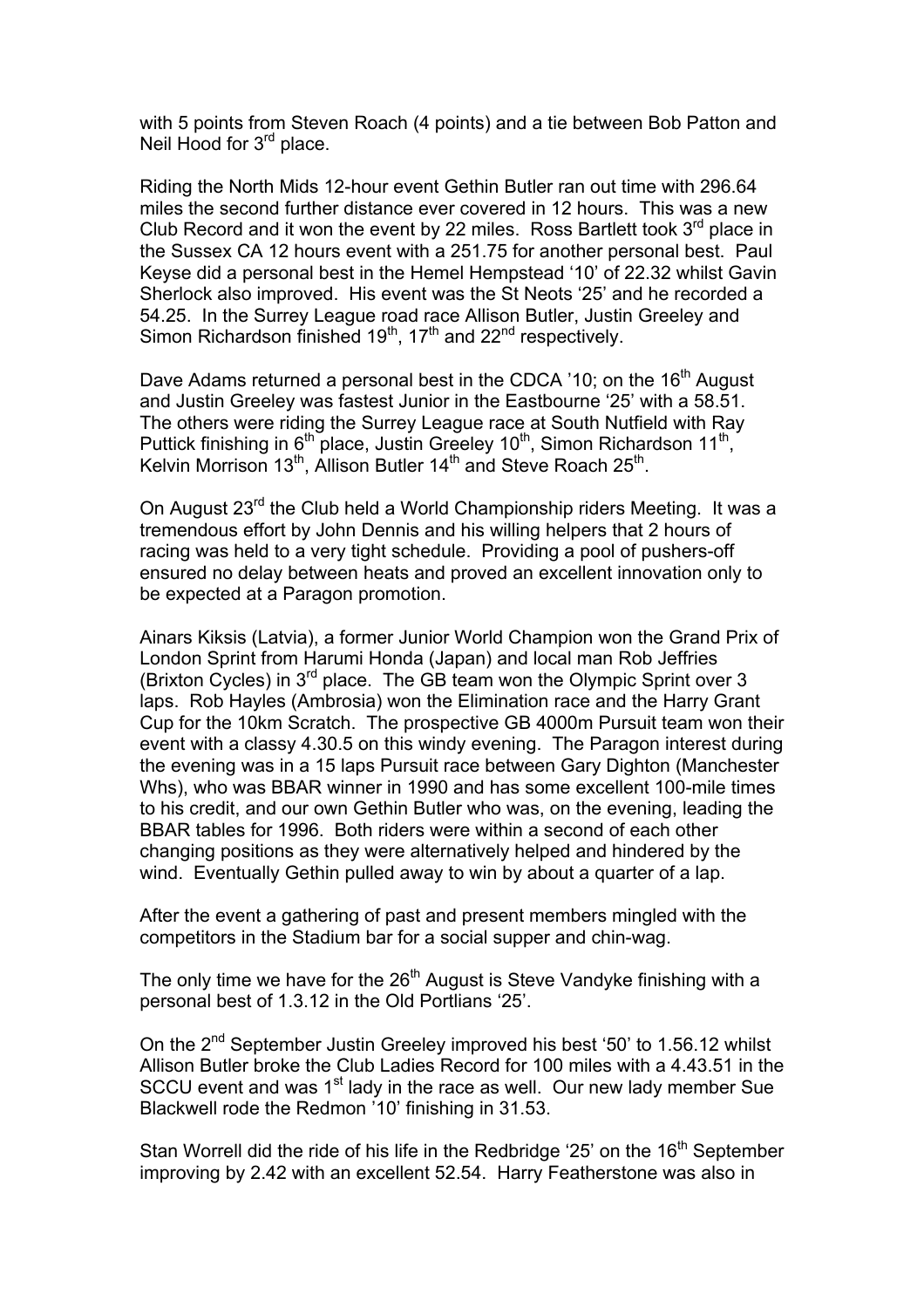with 5 points from Steven Roach (4 points) and a tie between Bob Patton and Neil Hood for 3rd place.

Riding the North Mids 12-hour event Gethin Butler ran out time with 296.64 miles the second further distance ever covered in 12 hours. This was a new Club Record and it won the event by 22 miles. Ross Bartlett took 3rd place in the Sussex CA 12 hours event with a 251.75 for another personal best. Paul Keyse did a personal best in the Hemel Hempstead '10' of 22.32 whilst Gavin Sherlock also improved. His event was the St Neots '25' and he recorded a 54.25. In the Surrey League road race Allison Butler, Justin Greeley and Simon Richardson finished 19th, 17th and 22nd respectively.

Dave Adams returned a personal best in the CDCA '10; on the 16th August and Justin Greeley was fastest Junior in the Eastbourne '25' with a 58.51. The others were riding the Surrey League race at South Nutfield with Ray Puttick finishing in 6th place, Justin Greeley 10th, Simon Richardson 11th, Kelvin Morrison 13th, Allison Butler 14th and Steve Roach 25th.

On August 23rd the Club held a World Championship riders Meeting. It was a tremendous effort by John Dennis and his willing helpers that 2 hours of racing was held to a very tight schedule. Providing a pool of pushers-off ensured no delay between heats and proved an excellent innovation only to be expected at a Paragon promotion.

Ainars Kiksis (Latvia), a former Junior World Champion won the Grand Prix of London Sprint from Harumi Honda (Japan) and local man Rob Jeffries (Brixton Cycles) in 3rd place. The GB team won the Olympic Sprint over 3 laps. Rob Hayles (Ambrosia) won the Elimination race and the Harry Grant Cup for the 10km Scratch. The prospective GB 4000m Pursuit team won their event with a classy 4.30.5 on this windy evening. The Paragon interest during the evening was in a 15 laps Pursuit race between Gary Dighton (Manchester Whs), who was BBAR winner in 1990 and has some excellent 100-mile times to his credit, and our own Gethin Butler who was, on the evening, leading the BBAR tables for 1996. Both riders were within a second of each other changing positions as they were alternatively helped and hindered by the wind. Eventually Gethin pulled away to win by about a quarter of a lap.

After the event a gathering of past and present members mingled with the competitors in the Stadium bar for a social supper and chin-wag.

The only time we have for the 26th August is Steve Vandyke finishing with a personal best of 1.3.12 in the Old Portlians '25'.

On the 2nd September Justin Greeley improved his best '50' to 1.56.12 whilst Allison Butler broke the Club Ladies Record for 100 miles with a 4.43.51 in the SCCU event and was 1st lady in the race as well. Our new lady member Sue Blackwell rode the Redmon '10' finishing in 31.53.

Stan Worrell did the ride of his life in the Redbridge '25' on the 16th September improving by 2.42 with an excellent 52.54. Harry Featherstone was also in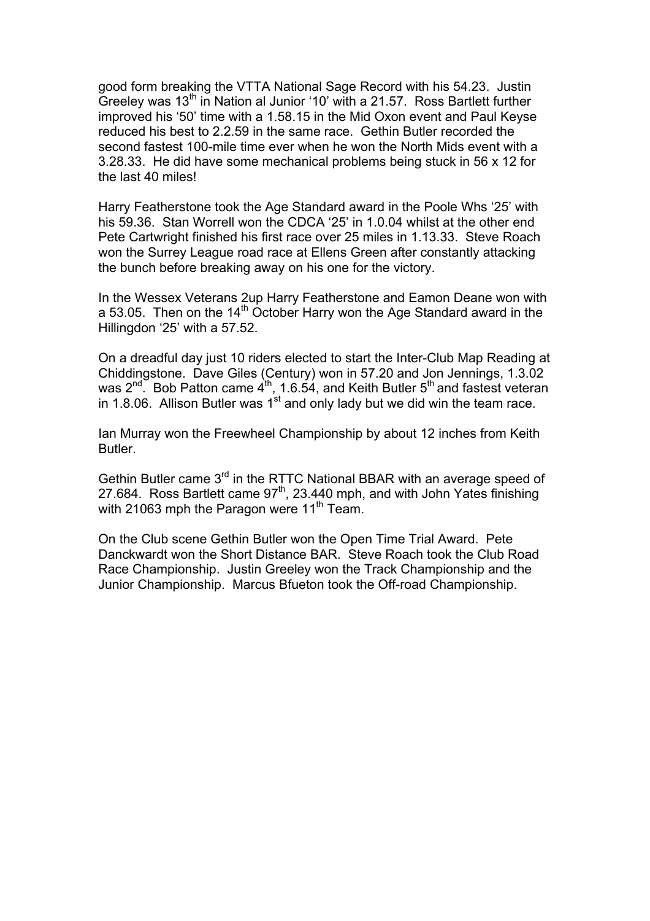good form breaking the VTTA National Sage Record with his 54.23. Justin Greeley was 13th in Nation al Junior '10' with a 21.57. Ross Bartlett further improved his '50' time with a 1.58.15 in the Mid Oxon event and Paul Keyse reduced his best to 2.2.59 in the same race. Gethin Butler recorded the second fastest 100-mile time ever when he won the North Mids event with a 3.28.33. He did have some mechanical problems being stuck in 56 x 12 for the last 40 miles!

Harry Featherstone took the Age Standard award in the Poole Whs '25' with his 59.36. Stan Worrell won the CDCA '25' in 1.0.04 whilst at the other end Pete Cartwright finished his first race over 25 miles in 1.13.33. Steve Roach won the Surrey League road race at Ellens Green after constantly attacking the bunch before breaking away on his one for the victory.

In the Wessex Veterans 2up Harry Featherstone and Eamon Deane won with a 53.05. Then on the 14th October Harry won the Age Standard award in the Hillingdon '25' with a 57.52.

On a dreadful day just 10 riders elected to start the Inter-Club Map Reading at Chiddingstone. Dave Giles (Century) won in 57.20 and Jon Jennings, 1.3.02 was 2nd. Bob Patton came 4th, 1.6.54, and Keith Butler 5th and fastest veteran in 1.8.06. Allison Butler was 1st and only lady but we did win the team race.

Ian Murray won the Freewheel Championship by about 12 inches from Keith Butler.

Gethin Butler came 3rd in the RTTC National BBAR with an average speed of 27.684. Ross Bartlett came 97th, 23.440 mph, and with John Yates finishing with 21063 mph the Paragon were 11th Team.

On the Club scene Gethin Butler won the Open Time Trial Award. Pete Danckwardt won the Short Distance BAR. Steve Roach took the Club Road Race Championship. Justin Greeley won the Track Championship and the Junior Championship. Marcus Bfueton took the Off-road Championship.